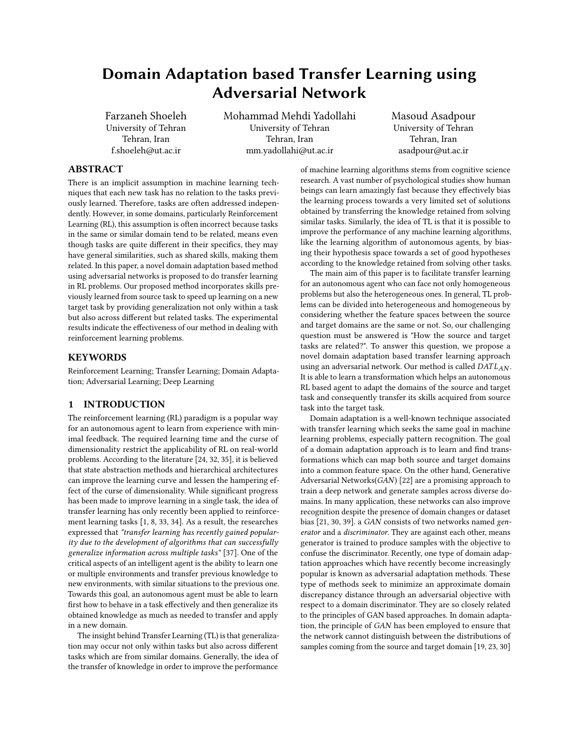# Domain Adaptation based Transfer Learning using Adversarial Network

Farzaneh Shoeleh
University of Tehran
Tehran, Iran
f.shoeleh@ut.ac.ir

Mohammad Mehdi Yadollahi
University of Tehran
Tehran, Iran
mm.yadollahi@ut.ac.ir

Masoud Asadpour
University of Tehran
Tehran, Iran
asadpour@ut.ac.ir

## ABSTRACT

There is an implicit assumption in machine learning techniques that each new task has no relation to the tasks previously learned. Therefore, tasks are often addressed independently. However, in some domains, particularly Reinforcement Learning (RL), this assumption is often incorrect because tasks in the same or similar domain tend to be related, means even though tasks are quite different in their specifics, they may have general similarities, such as shared skills, making them related. In this paper, a novel domain adaptation based method using adversarial networks is proposed to do transfer learning in RL problems. Our proposed method incorporates skills previously learned from source task to speed up learning on a new target task by providing generalization not only within a task but also across different but related tasks. The experimental results indicate the effectiveness of our method in dealing with reinforcement learning problems.

## KEYWORDS

Reinforcement Learning; Transfer Learning; Domain Adaptation; Adversarial Learning; Deep Learning

## 1 INTRODUCTION

The reinforcement learning (RL) paradigm is a popular way for an autonomous agent to learn from experience with minimal feedback. The required learning time and the curse of dimensionality restrict the applicability of RL on real-world problems. According to the literature [24, 32, 35], it is believed that state abstraction methods and hierarchical architectures can improve the learning curve and lessen the hampering effect of the curse of dimensionality. While significant progress has been made to improve learning in a single task, the idea of transfer learning has only recently been applied to reinforcement learning tasks [1, 8, 33, 34]. As a result, the researches expressed that *"transfer learning has recently gained popularity due to the development of algorithms that can successfully generalize information across multiple tasks"* [37]. One of the critical aspects of an intelligent agent is the ability to learn one or multiple environments and transfer previous knowledge to new environments, with similar situations to the previous one. Towards this goal, an autonomous agent must be able to learn first how to behave in a task effectively and then generalize its obtained knowledge as much as needed to transfer and apply in a new domain.

The insight behind Transfer Learning (TL) is that generalization may occur not only within tasks but also across different tasks which are from similar domains. Generally, the idea of the transfer of knowledge in order to improve the performance of machine learning algorithms stems from cognitive science research. A vast number of psychological studies show human beings can learn amazingly fast because they effectively bias the learning process towards a very limited set of solutions obtained by transferring the knowledge retained from solving similar tasks. Similarly, the idea of TL is that it is possible to improve the performance of any machine learning algorithms, like the learning algorithm of autonomous agents, by biasing their hypothesis space towards a set of good hypotheses according to the knowledge retained from solving other tasks.

The main aim of this paper is to facilitate transfer learning for an autonomous agent who can face not only homogeneous problems but also the heterogeneous ones. In general, TL problems can be divided into heterogeneous and homogeneous by considering whether the feature spaces between the source and target domains are the same or not. So, our challenging question must be answered is "How the source and target tasks are related?". To answer this question, we propose a novel domain adaptation based transfer learning approach using an adversarial network. Our method is called $DATL_{AN}$. It is able to learn a transformation which helps an autonomous RL based agent to adapt the domains of the source and target task and consequently transfer its skills acquired from source task into the target task.

Domain adaptation is a well-known technique associated with transfer learning which seeks the same goal in machine learning problems, especially pattern recognition. The goal of a domain adaptation approach is to learn and find transformations which can map both source and target domains into a common feature space. On the other hand, Generative Adversarial Networks(*GAN*) [22] are a promising approach to train a deep network and generate samples across diverse domains. In many application, these networks can also improve recognition despite the presence of domain changes or dataset bias [21, 30, 39]. a *GAN* consists of two networks named *generator* and a *discriminator*. They are against each other, means generator is trained to produce samples with the objective to confuse the discriminator. Recently, one type of domain adaptation approaches which have recently become increasingly popular is known as adversarial adaptation methods. These type of methods seek to minimize an approximate domain discrepancy distance through an adversarial objective with respect to a domain discriminator. They are so closely related to the principles of GAN based approaches. In domain adaptation, the principle of *GAN* has been employed to ensure that the network cannot distinguish between the distributions of samples coming from the source and target domain [19, 23, 30]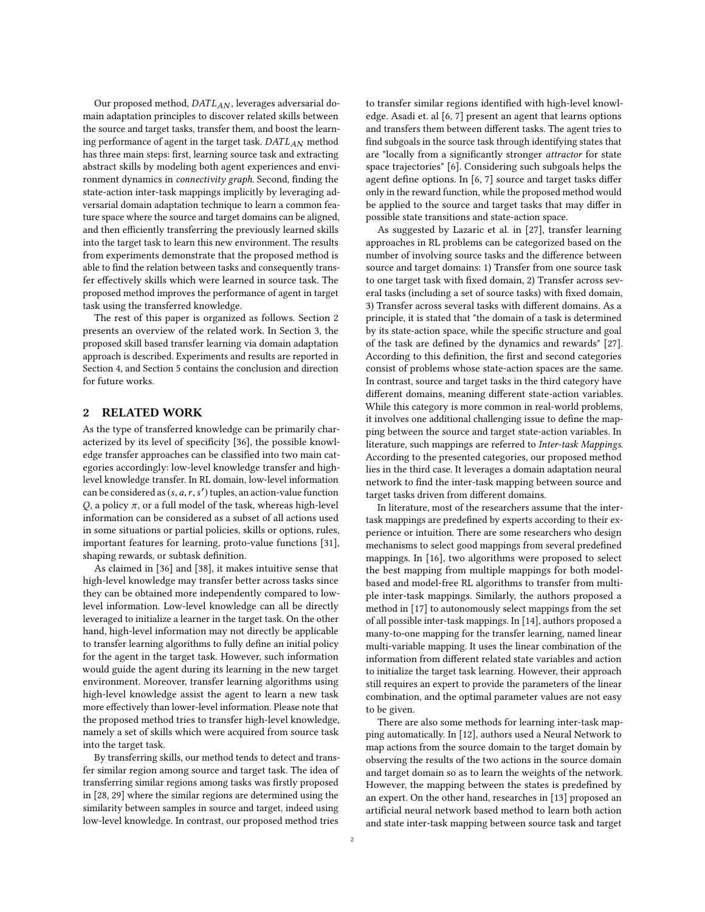Our proposed method, $DATL_{AN}$, leverages adversarial domain adaptation principles to discover related skills between the source and target tasks, transfer them, and boost the learning performance of agent in the target task. $DATL_{AN}$ method has three main steps: first, learning source task and extracting abstract skills by modeling both agent experiences and environment dynamics in *connectivity graph*. Second, finding the state-action inter-task mappings implicitly by leveraging adversarial domain adaptation technique to learn a common feature space where the source and target domains can be aligned, and then efficiently transferring the previously learned skills into the target task to learn this new environment. The results from experiments demonstrate that the proposed method is able to find the relation between tasks and consequently transfer effectively skills which were learned in source task. The proposed method improves the performance of agent in target task using the transferred knowledge.

The rest of this paper is organized as follows. Section 2 presents an overview of the related work. In Section 3, the proposed skill based transfer learning via domain adaptation approach is described. Experiments and results are reported in Section 4, and Section 5 contains the conclusion and direction for future works.

## 2 RELATED WORK

As the type of transferred knowledge can be primarily characterized by its level of specificity [36], the possible knowledge transfer approaches can be classified into two main categories accordingly: low-level knowledge transfer and high-level knowledge transfer. In RL domain, low-level information can be considered as $(s, a, r, s')$ tuples, an action-value function $Q$, a policy $\pi$, or a full model of the task, whereas high-level information can be considered as a subset of all actions used in some situations or partial policies, skills or options, rules, important features for learning, proto-value functions [31], shaping rewards, or subtask definition.

As claimed in [36] and [38], it makes intuitive sense that high-level knowledge may transfer better across tasks since they can be obtained more independently compared to low-level information. Low-level knowledge can all be directly leveraged to initialize a learner in the target task. On the other hand, high-level information may not directly be applicable to transfer learning algorithms to fully define an initial policy for the agent in the target task. However, such information would guide the agent during its learning in the new target environment. Moreover, transfer learning algorithms using high-level knowledge assist the agent to learn a new task more effectively than lower-level information. Please note that the proposed method tries to transfer high-level knowledge, namely a set of skills which were acquired from source task into the target task.

By transferring skills, our method tends to detect and transfer similar region among source and target task. The idea of transferring similar regions among tasks was firstly proposed in [28, 29] where the similar regions are determined using the similarity between samples in source and target, indeed using low-level knowledge. In contrast, our proposed method tries to transfer similar regions identified with high-level knowledge. Asadi et. al [6, 7] present an agent that learns options and transfers them between different tasks. The agent tries to find subgoals in the source task through identifying states that are "locally from a significantly stronger *attractor* for state space trajectories" [6]. Considering such subgoals helps the agent define options. In [6, 7] source and target tasks differ only in the reward function, while the proposed method would be applied to the source and target tasks that may differ in possible state transitions and state-action space.

As suggested by Lazaric et al. in [27], transfer learning approaches in RL problems can be categorized based on the number of involving source tasks and the difference between source and target domains: 1) Transfer from one source task to one target task with fixed domain, 2) Transfer across several tasks (including a set of source tasks) with fixed domain, 3) Transfer across several tasks with different domains. As a principle, it is stated that "the domain of a task is determined by its state-action space, while the specific structure and goal of the task are defined by the dynamics and rewards" [27]. According to this definition, the first and second categories consist of problems whose state-action spaces are the same. In contrast, source and target tasks in the third category have different domains, meaning different state-action variables. While this category is more common in real-world problems, it involves one additional challenging issue to define the mapping between the source and target state-action variables. In literature, such mappings are referred to *Inter-task Mappings*. According to the presented categories, our proposed method lies in the third case. It leverages a domain adaptation neural network to find the inter-task mapping between source and target tasks driven from different domains.

In literature, most of the researchers assume that the inter-task mappings are predefined by experts according to their experience or intuition. There are some researchers who design mechanisms to select good mappings from several predefined mappings. In [16], two algorithms were proposed to select the best mapping from multiple mappings for both model-based and model-free RL algorithms to transfer from multiple inter-task mappings. Similarly, the authors proposed a method in [17] to autonomously select mappings from the set of all possible inter-task mappings. In [14], authors proposed a many-to-one mapping for the transfer learning, named linear multi-variable mapping. It uses the linear combination of the information from different related state variables and action to initialize the target task learning. However, their approach still requires an expert to provide the parameters of the linear combination, and the optimal parameter values are not easy to be given.

There are also some methods for learning inter-task mapping automatically. In [12], authors used a Neural Network to map actions from the source domain to the target domain by observing the results of the two actions in the source domain and target domain so as to learn the weights of the network. However, the mapping between the states is predefined by an expert. On the other hand, researches in [13] proposed an artificial neural network based method to learn both action and state inter-task mapping between source task and target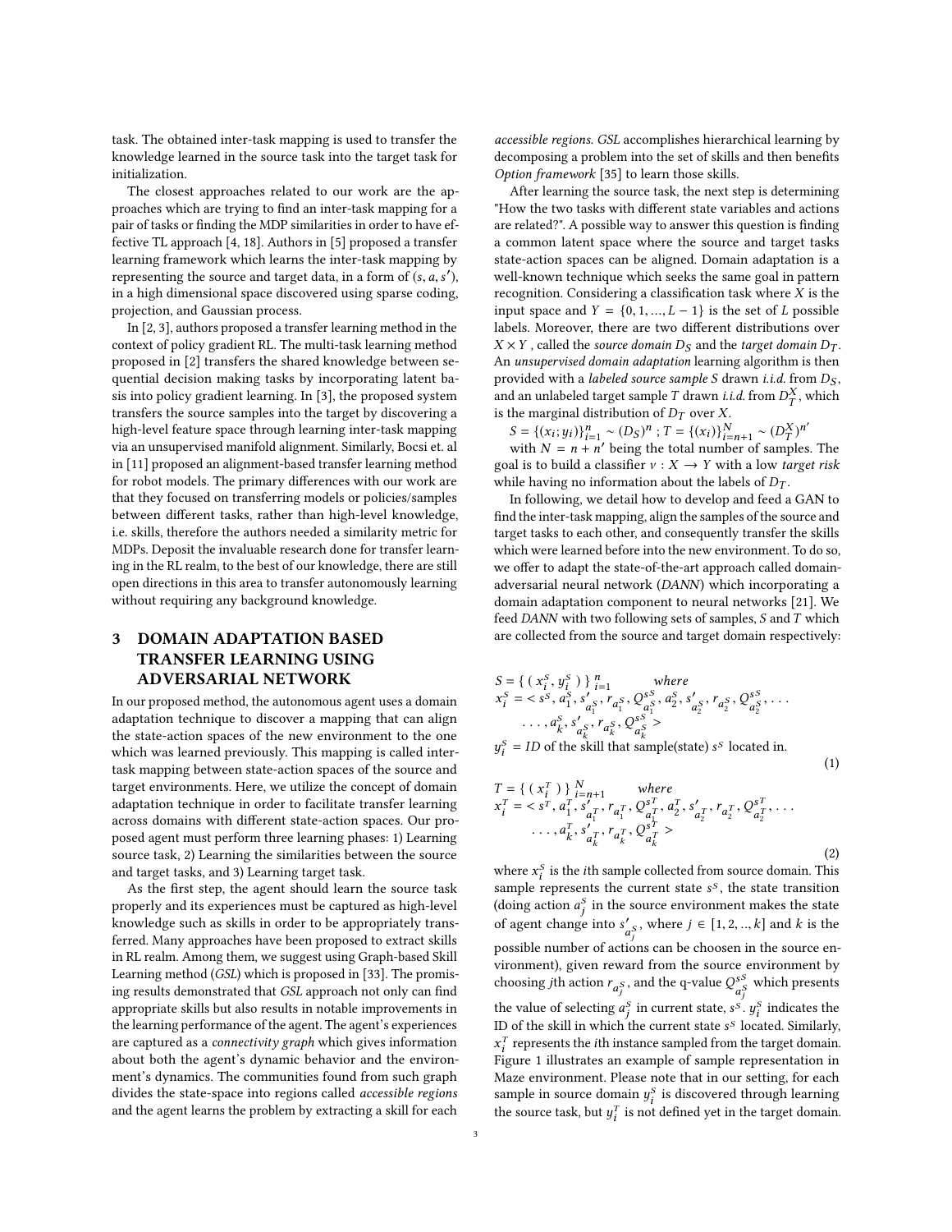task. The obtained inter-task mapping is used to transfer the knowledge learned in the source task into the target task for initialization.

The closest approaches related to our work are the approaches which are trying to find an inter-task mapping for a pair of tasks or finding the MDP similarities in order to have effective TL approach [4, 18]. Authors in [5] proposed a transfer learning framework which learns the inter-task mapping by representing the source and target data, in a form of $(s, a, s')$, in a high dimensional space discovered using sparse coding, projection, and Gaussian process.

In [2, 3], authors proposed a transfer learning method in the context of policy gradient RL. The multi-task learning method proposed in [2] transfers the shared knowledge between sequential decision making tasks by incorporating latent basis into policy gradient learning. In [3], the proposed system transfers the source samples into the target by discovering a high-level feature space through learning inter-task mapping via an unsupervised manifold alignment. Similarly, Bocsi et. al in [11] proposed an alignment-based transfer learning method for robot models. The primary differences with our work are that they focused on transferring models or policies/samples between different tasks, rather than high-level knowledge, i.e. skills, therefore the authors needed a similarity metric for MDPs. Deposit the invaluable research done for transfer learning in the RL realm, to the best of our knowledge, there are still open directions in this area to transfer autonomously learning without requiring any background knowledge.

## 3 DOMAIN ADAPTATION BASED TRANSFER LEARNING USING ADVERSARIAL NETWORK

In our proposed method, the autonomous agent uses a domain adaptation technique to discover a mapping that can align the state-action spaces of the new environment to the one which was learned previously. This mapping is called inter-task mapping between state-action spaces of the source and target environments. Here, we utilize the concept of domain adaptation technique in order to facilitate transfer learning across domains with different state-action spaces. Our proposed agent must perform three learning phases: 1) Learning source task, 2) Learning the similarities between the source and target tasks, and 3) Learning target task.

As the first step, the agent should learn the source task properly and its experiences must be captured as high-level knowledge such as skills in order to be appropriately transferred. Many approaches have been proposed to extract skills in RL realm. Among them, we suggest using Graph-based Skill Learning method (*GSL*) which is proposed in [33]. The promising results demonstrated that *GSL* approach not only can find appropriate skills but also results in notable improvements in the learning performance of the agent. The agent's experiences are captured as a *connectivity graph* which gives information about both the agent's dynamic behavior and the environment's dynamics. The communities found from such graph divides the state-space into regions called *accessible regions* and the agent learns the problem by extracting a skill for each *accessible regions*. *GSL* accomplishes hierarchical learning by decomposing a problem into the set of skills and then benefits *Option framework* [35] to learn those skills.

After learning the source task, the next step is determining "How the two tasks with different state variables and actions are related?". A possible way to answer this question is finding a common latent space where the source and target tasks state-action spaces can be aligned. Domain adaptation is a well-known technique which seeks the same goal in pattern recognition. Considering a classification task where $X$ is the input space and $Y = \{0, 1, ..., L-1\}$ is the set of $L$ possible labels. Moreover, there are two different distributions over $X \times Y$, called the *source domain* $D_S$ and the *target domain* $D_T$. An *unsupervised domain adaptation* learning algorithm is then provided with a *labeled source sample* $S$ drawn *i.i.d.* from $D_S$, and an unlabeled target sample $T$ drawn *i.i.d.* from $D_T^X$, which is the marginal distribution of $D_T$ over $X$.

$S = \{(x_i; y_i)\}_{i=1}^{n} \sim (D_S)^n$ ; $T = \{(x_i)\}_{i=n+1}^{N} \sim (D_T^X)^{n'}$

with $N = n + n'$ being the total number of samples. The goal is to build a classifier $\nu : X \to Y$ with a low *target risk* while having no information about the labels of $D_T$.

In following, we detail how to develop and feed a GAN to find the inter-task mapping, align the samples of the source and target tasks to each other, and consequently transfer the skills which were learned before into the new environment. To do so, we offer to adapt the state-of-the-art approach called domain-adversarial neural network (*DANN*) which incorporating a domain adaptation component to neural networks [21]. We feed *DANN* with two following sets of samples, $S$ and $T$ which are collected from the source and target domain respectively:

$$
\begin{aligned}
&S = \{ \, ( \, x_i^S, y_i^S \, ) \, \}_{i=1}^{n} \qquad where \\
&x_i^S = < s^S, a_1^S, s'_{a_1^S}, r_{a_1^S}, Q^{s^S}_{a_1^S}, a_2^S, s'_{a_2^S}, r_{a_2^S}, Q^{s^S}_{a_2^S}, \ldots \\
&\qquad \ldots, a_k^S, s'_{a_k^S}, r_{a_k^S}, Q^{s^S}_{a_k^S} > \\
&y_i^S = ID \text{ of the skill that sample(state) } s^S \text{ located in.}
\end{aligned}
\tag{1}
$$

$$
\begin{aligned}
&T = \{ \, ( \, x_i^T \, ) \, \}_{i=n+1}^{N} \qquad where \\
&x_i^T = < s^T, a_1^T, s'_{a_1^T}, r_{a_1^T}, Q^{s^T}_{a_1^T}, a_2^T, s'_{a_2^T}, r_{a_2^T}, Q^{s^T}_{a_2^T}, \ldots \\
&\qquad \ldots, a_k^T, s'_{a_k^T}, r_{a_k^T}, Q^{s^T}_{a_k^T} >
\end{aligned}
\tag{2}
$$

where $x_i^S$ is the $i$th sample collected from source domain. This sample represents the current state $s^S$, the state transition (doing action $a_j^S$ in the source environment makes the state of agent change into $s'_{a_j^S}$, where $j \in [1, 2, .., k]$ and $k$ is the possible number of actions can be choosen in the source environment), given reward from the source environment by choosing $j$th action $r_{a_j^S}$, and the q-value $Q^{s^S}_{a_j^S}$ which presents the value of selecting $a_j^S$ in current state, $s^S$. $y_i^S$ indicates the ID of the skill in which the current state $s^S$ located. Similarly, $x_i^T$ represents the $i$th instance sampled from the target domain. Figure 1 illustrates an example of sample representation in Maze environment. Please note that in our setting, for each sample in source domain $y_i^S$ is discovered through learning the source task, but $y_i^T$ is not defined yet in the target domain.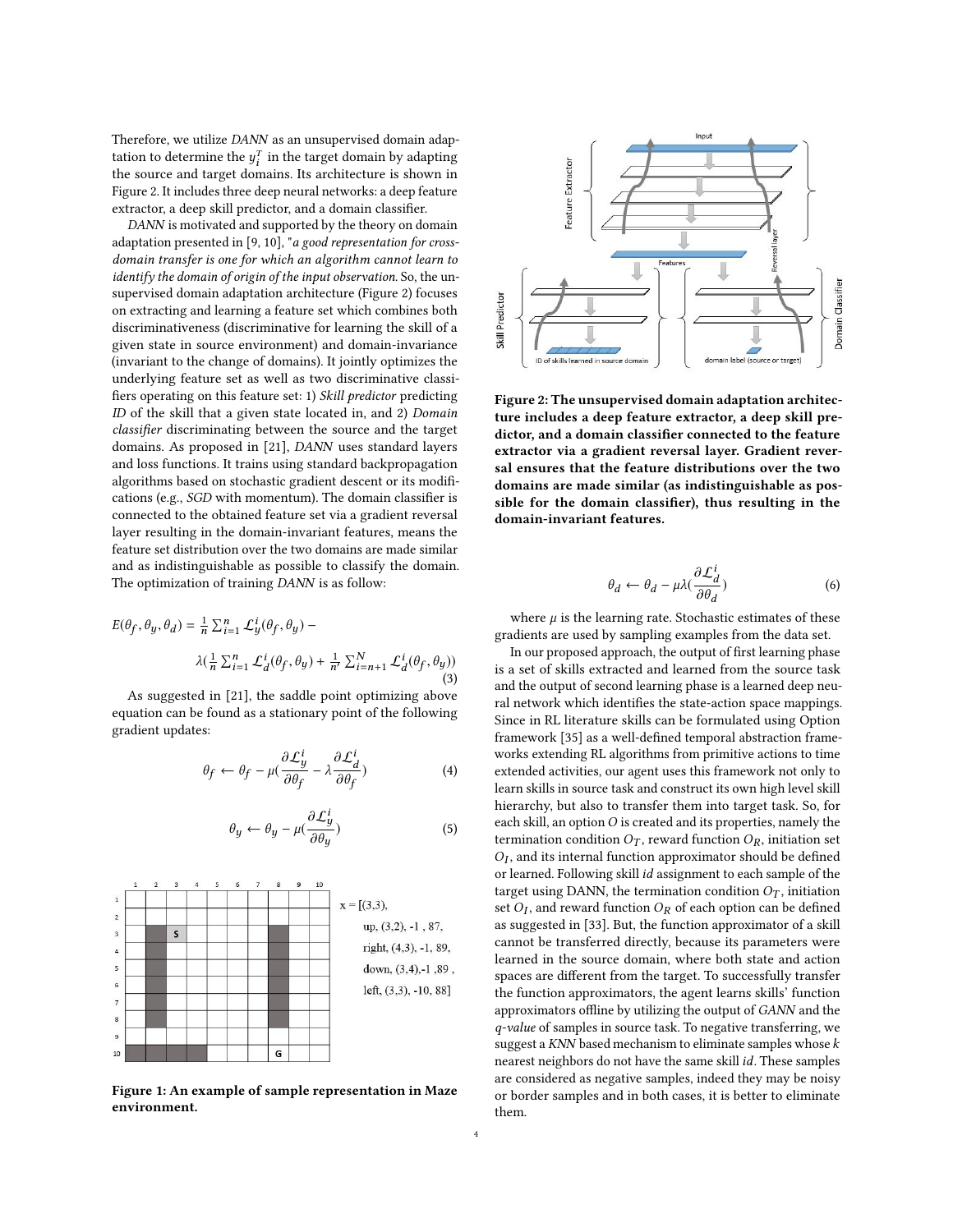Therefore, we utilize *DANN* as an unsupervised domain adaptation to determine the $y_i^T$ in the target domain by adapting the source and target domains. Its architecture is shown in Figure 2. It includes three deep neural networks: a deep feature extractor, a deep skill predictor, and a domain classifier.

*DANN* is motivated and supported by the theory on domain adaptation presented in [9, 10], "*a good representation for cross-domain transfer is one for which an algorithm cannot learn to identify the domain of origin of the input observation*. So, the unsupervised domain adaptation architecture (Figure 2) focuses on extracting and learning a feature set which combines both discriminativeness (discriminative for learning the skill of a given state in source environment) and domain-invariance (invariant to the change of domains). It jointly optimizes the underlying feature set as well as two discriminative classifiers operating on this feature set: 1) *Skill predictor* predicting *ID* of the skill that a given state located in, and 2) *Domain classifier* discriminating between the source and the target domains. As proposed in [21], *DANN* uses standard layers and loss functions. It trains using standard backpropagation algorithms based on stochastic gradient descent or its modifications (e.g., *SGD* with momentum). The domain classifier is connected to the obtained feature set via a gradient reversal layer resulting in the domain-invariant features, means the feature set distribution over the two domains are made similar and as indistinguishable as possible to classify the domain. The optimization of training *DANN* is as follow:

$$E(\theta_f, \theta_y, \theta_d) = \frac{1}{n}\sum_{i=1}^{n} \mathcal{L}_y^i(\theta_f, \theta_y) - \lambda\left(\frac{1}{n}\sum_{i=1}^{n} \mathcal{L}_d^i(\theta_f, \theta_y) + \frac{1}{n'}\sum_{i=n+1}^{N} \mathcal{L}_d^i(\theta_f, \theta_y)\right) \tag{3}$$

As suggested in [21], the saddle point optimizing above equation can be found as a stationary point of the following gradient updates:

$$\theta_f \leftarrow \theta_f - \mu\left(\frac{\partial \mathcal{L}_y^i}{\partial \theta_f} - \lambda \frac{\partial \mathcal{L}_d^i}{\partial \theta_f}\right) \tag{4}$$

$$\theta_y \leftarrow \theta_y - \mu\left(\frac{\partial \mathcal{L}_y^i}{\partial \theta_y}\right) \tag{5}$$

Figure 1: An example of sample representation in Maze environment.

Figure 2: The unsupervised domain adaptation architecture includes a deep feature extractor, a deep skill predictor, and a domain classifier connected to the feature extractor via a gradient reversal layer. Gradient reversal ensures that the feature distributions over the two domains are made similar (as indistinguishable as possible for the domain classifier), thus resulting in the domain-invariant features.

$$\theta_d \leftarrow \theta_d - \mu\lambda\left(\frac{\partial \mathcal{L}_d^i}{\partial \theta_d}\right) \tag{6}$$

where $\mu$ is the learning rate. Stochastic estimates of these gradients are used by sampling examples from the data set.

In our proposed approach, the output of first learning phase is a set of skills extracted and learned from the source task and the output of second learning phase is a learned deep neural network which identifies the state-action space mappings. Since in RL literature skills can be formulated using Option framework [35] as a well-defined temporal abstraction frameworks extending RL algorithms from primitive actions to time extended activities, our agent uses this framework not only to learn skills in source task and construct its own high level skill hierarchy, but also to transfer them into target task. So, for each skill, an option $O$ is created and its properties, namely the termination condition $O_T$, reward function $O_R$, initiation set $O_I$, and its internal function approximator should be defined or learned. Following skill *id* assignment to each sample of the target using DANN, the termination condition $O_T$, initiation set $O_I$, and reward function $O_R$ of each option can be defined as suggested in [33]. But, the function approximator of a skill cannot be transferred directly, because its parameters were learned in the source domain, where both state and action spaces are different from the target. To successfully transfer the function approximators, the agent learns skills' function approximators offline by utilizing the output of *GANN* and the *q-value* of samples in source task. To negative transferring, we suggest a *KNN* based mechanism to eliminate samples whose $k$ nearest neighbors do not have the same skill *id*. These samples are considered as negative samples, indeed they may be noisy or border samples and in both cases, it is better to eliminate them.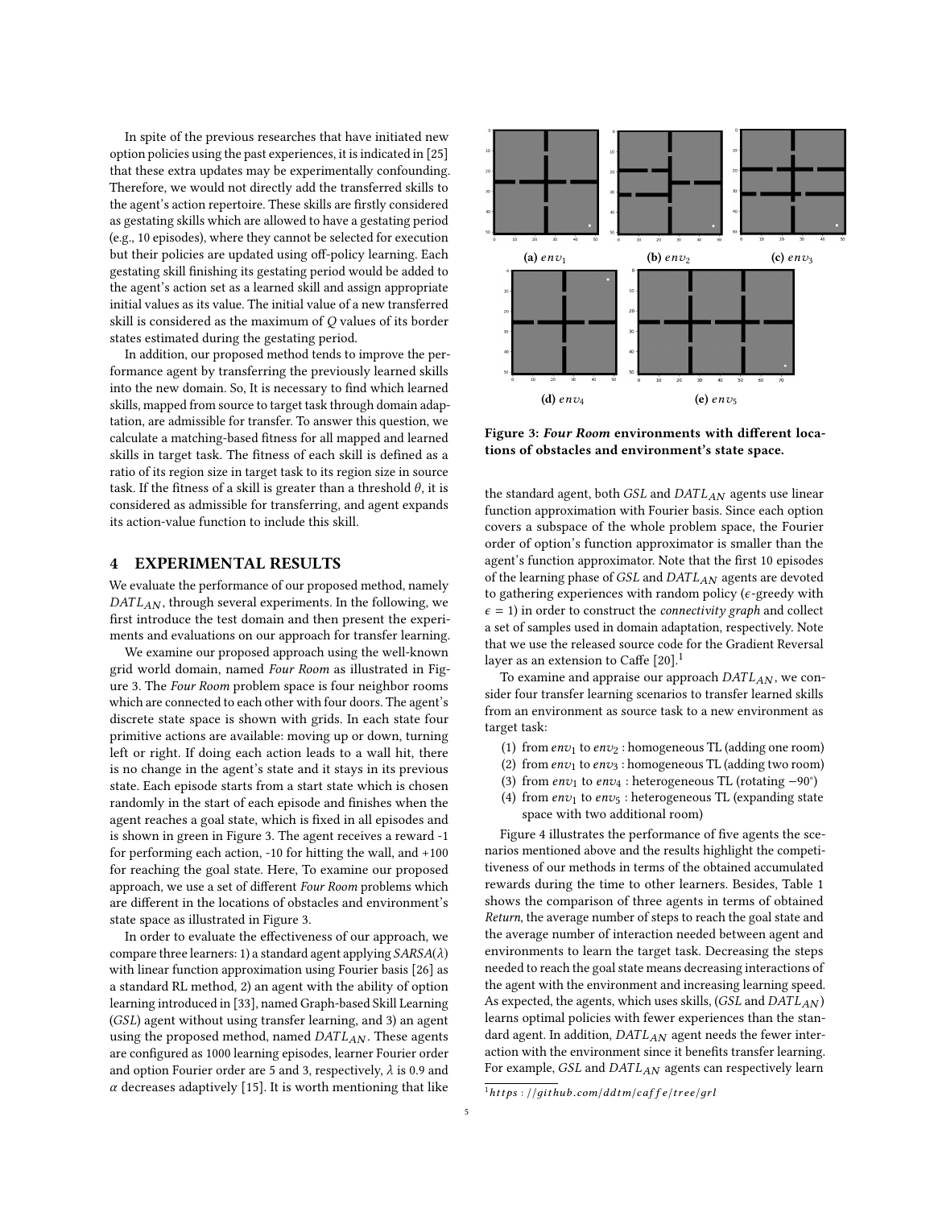In spite of the previous researches that have initiated new option policies using the past experiences, it is indicated in [25] that these extra updates may be experimentally confounding. Therefore, we would not directly add the transferred skills to the agent's action repertoire. These skills are firstly considered as gestating skills which are allowed to have a gestating period (e.g., 10 episodes), where they cannot be selected for execution but their policies are updated using off-policy learning. Each gestating skill finishing its gestating period would be added to the agent's action set as a learned skill and assign appropriate initial values as its value. The initial value of a new transferred skill is considered as the maximum of $Q$ values of its border states estimated during the gestating period.

In addition, our proposed method tends to improve the performance agent by transferring the previously learned skills into the new domain. So, It is necessary to find which learned skills, mapped from source to target task through domain adaptation, are admissible for transfer. To answer this question, we calculate a matching-based fitness for all mapped and learned skills in target task. The fitness of each skill is defined as a ratio of its region size in target task to its region size in source task. If the fitness of a skill is greater than a threshold $\theta$, it is considered as admissible for transferring, and agent expands its action-value function to include this skill.

## 4 EXPERIMENTAL RESULTS

We evaluate the performance of our proposed method, namely $DATL_{AN}$, through several experiments. In the following, we first introduce the test domain and then present the experiments and evaluations on our approach for transfer learning.

We examine our proposed approach using the well-known grid world domain, named *Four Room* as illustrated in Figure 3. The *Four Room* problem space is four neighbor rooms which are connected to each other with four doors. The agent's discrete state space is shown with grids. In each state four primitive actions are available: moving up or down, turning left or right. If doing each action leads to a wall hit, there is no change in the agent's state and it stays in its previous state. Each episode starts from a start state which is chosen randomly in the start of each episode and finishes when the agent reaches a goal state, which is fixed in all episodes and is shown in green in Figure 3. The agent receives a reward -1 for performing each action, -10 for hitting the wall, and +100 for reaching the goal state. Here, To examine our proposed approach, we use a set of different *Four Room* problems which are different in the locations of obstacles and environment's state space as illustrated in Figure 3.

In order to evaluate the effectiveness of our approach, we compare three learners: 1) a standard agent applying $SARSA(\lambda)$ with linear function approximation using Fourier basis [26] as a standard RL method, 2) an agent with the ability of option learning introduced in [33], named Graph-based Skill Learning (*GSL*) agent without using transfer learning, and 3) an agent using the proposed method, named $DATL_{AN}$. These agents are configured as 1000 learning episodes, learner Fourier order and option Fourier order are 5 and 3, respectively, $\lambda$ is 0.9 and $\alpha$ decreases adaptively [15]. It is worth mentioning that like the standard agent, both *GSL* and $DATL_{AN}$ agents use linear function approximation with Fourier basis. Since each option covers a subspace of the whole problem space, the Fourier order of option's function approximator is smaller than the agent's function approximator. Note that the first 10 episodes of the learning phase of *GSL* and $DATL_{AN}$ agents are devoted to gathering experiences with random policy ($\epsilon$-greedy with $\epsilon = 1$) in order to construct the *connectivity graph* and collect a set of samples used in domain adaptation, respectively. Note that we use the released source code for the Gradient Reversal layer as an extension to Caffe [20].[1]

(a) $env_1$ (b) $env_2$ (c) $env_3$ (d) $env_4$ (e) $env_5$

**Figure 3: *Four Room* environments with different locations of obstacles and environment's state space.**

To examine and appraise our approach $DATL_{AN}$, we consider four transfer learning scenarios to transfer learned skills from an environment as source task to a new environment as target task:

1. from $env_1$ to $env_2$ : homogeneous TL (adding one room)
2. from $env_1$ to $env_3$ : homogeneous TL (adding two room)
3. from $env_1$ to $env_4$ : heterogeneous TL (rotating $-90^{\circ}$)
4. from $env_1$ to $env_5$ : heterogeneous TL (expanding state space with two additional room)

Figure 4 illustrates the performance of five agents the scenarios mentioned above and the results highlight the competitiveness of our methods in terms of the obtained accumulated rewards during the time to other learners. Besides, Table 1 shows the comparison of three agents in terms of obtained *Return*, the average number of steps to reach the goal state and the average number of interaction needed between agent and environments to learn the target task. Decreasing the steps needed to reach the goal state means decreasing interactions of the agent with the environment and increasing learning speed. As expected, the agents, which uses skills, (*GSL* and $DATL_{AN}$) learns optimal policies with fewer experiences than the standard agent. In addition, $DATL_{AN}$ agent needs the fewer interaction with the environment since it benefits transfer learning. For example, *GSL* and $DATL_{AN}$ agents can respectively learn

[1] https://github.com/ddtm/caffe/tree/grl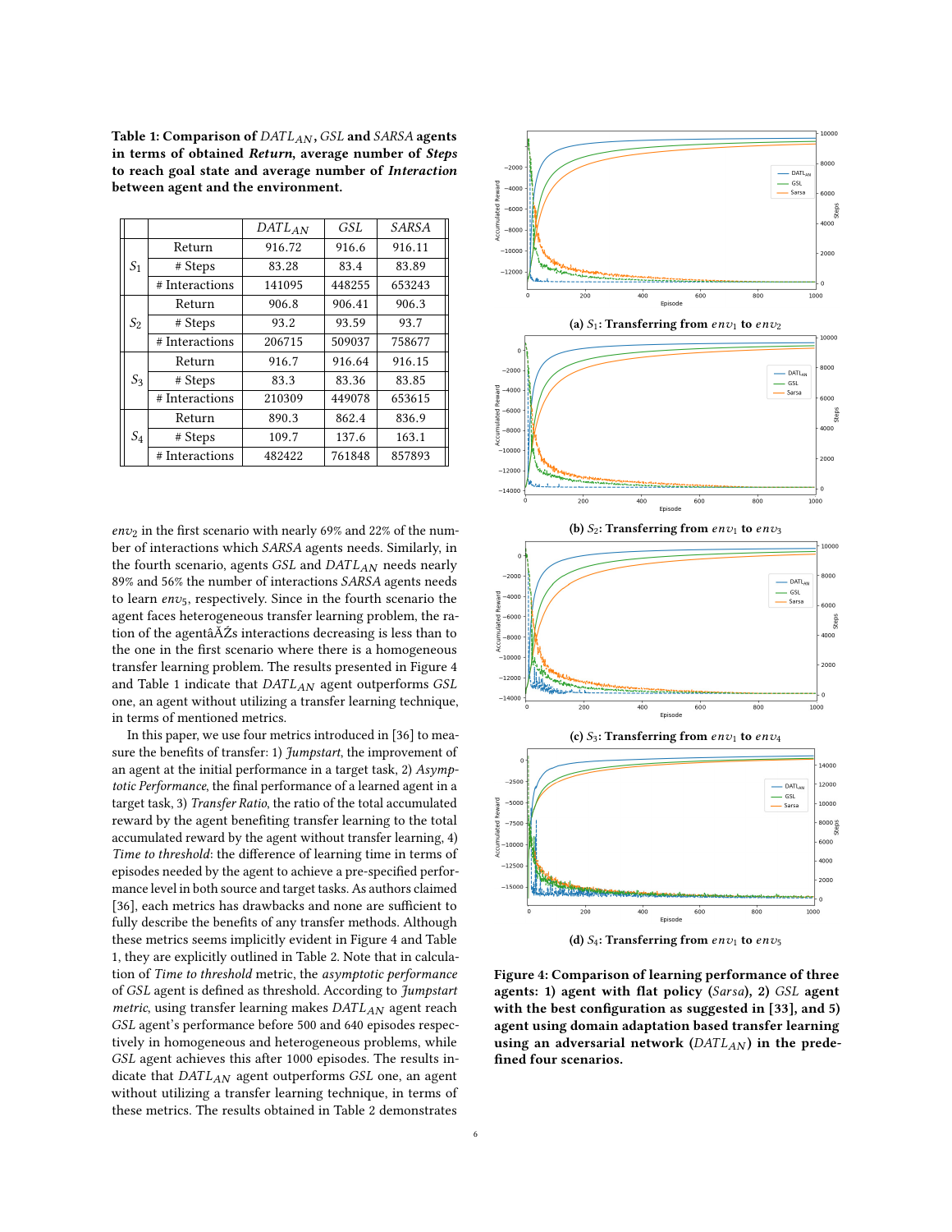**Table 1: Comparison of $DATL_{AN}$, $GSL$ and $SARSA$ agents in terms of obtained *Return*, average number of *Steps* to reach goal state and average number of *Interaction* between agent and the environment.**

| | | $DATL_{AN}$ | $GSL$ | $SARSA$ |
|---|---|---|---|---|
| $S_1$ | Return | 916.72 | 916.6 | 916.11 |
| | # Steps | 83.28 | 83.4 | 83.89 |
| | # Interactions | 141095 | 448255 | 653243 |
| $S_2$ | Return | 906.8 | 906.41 | 906.3 |
| | # Steps | 93.2 | 93.59 | 93.7 |
| | # Interactions | 206715 | 509037 | 758677 |
| $S_3$ | Return | 916.7 | 916.64 | 916.15 |
| | # Steps | 83.3 | 83.36 | 83.85 |
| | # Interactions | 210309 | 449078 | 653615 |
| $S_4$ | Return | 890.3 | 862.4 | 836.9 |
| | # Steps | 109.7 | 137.6 | 163.1 |
| | # Interactions | 482422 | 761848 | 857893 |

$env_2$ in the first scenario with nearly 69% and 22% of the number of interactions which *SARSA* agents needs. Similarly, in the fourth scenario, agents *GSL* and $DATL_{AN}$ needs nearly 89% and 56% the number of interactions *SARSA* agents needs to learn $env_5$, respectively. Since in the fourth scenario the agent faces heterogeneous transfer learning problem, the ration of the agentâĂŹs interactions decreasing is less than to the one in the first scenario where there is a homogeneous transfer learning problem. The results presented in Figure 4 and Table 1 indicate that $DATL_{AN}$ agent outperforms *GSL* one, an agent without utilizing a transfer learning technique, in terms of mentioned metrics.

In this paper, we use four metrics introduced in [36] to measure the benefits of transfer: 1) *Jumpstart*, the improvement of an agent at the initial performance in a target task, 2) *Asymptotic Performance*, the final performance of a learned agent in a target task, 3) *Transfer Ratio*, the ratio of the total accumulated reward by the agent benefiting transfer learning to the total accumulated reward by the agent without transfer learning, 4) *Time to threshold*: the difference of learning time in terms of episodes needed by the agent to achieve a pre-specified performance level in both source and target tasks. As authors claimed [36], each metrics has drawbacks and none are sufficient to fully describe the benefits of any transfer methods. Although these metrics seems implicitly evident in Figure 4 and Table 1, they are explicitly outlined in Table 2. Note that in calculation of *Time to threshold* metric, the *asymptotic performance* of *GSL* agent is defined as threshold. According to *Jumpstart metric*, using transfer learning makes $DATL_{AN}$ agent reach *GSL* agent's performance before 500 and 640 episodes respectively in homogeneous and heterogeneous problems, while *GSL* agent achieves this after 1000 episodes. The results indicate that $DATL_{AN}$ agent outperforms *GSL* one, an agent without utilizing a transfer learning technique, in terms of these metrics. The results obtained in Table 2 demonstrates

(a) $S_1$: Transferring from $env_1$ to $env_2$

(b) $S_2$: Transferring from $env_1$ to $env_3$

(c) $S_3$: Transferring from $env_1$ to $env_4$

(d) $S_4$: Transferring from $env_1$ to $env_5$

**Figure 4: Comparison of learning performance of three agents: 1) agent with flat policy (*Sarsa*), 2) *GSL* agent with the best configuration as suggested in [33], and 5) agent using domain adaptation based transfer learning using an adversarial network ($DATL_{AN}$) in the predefined four scenarios.**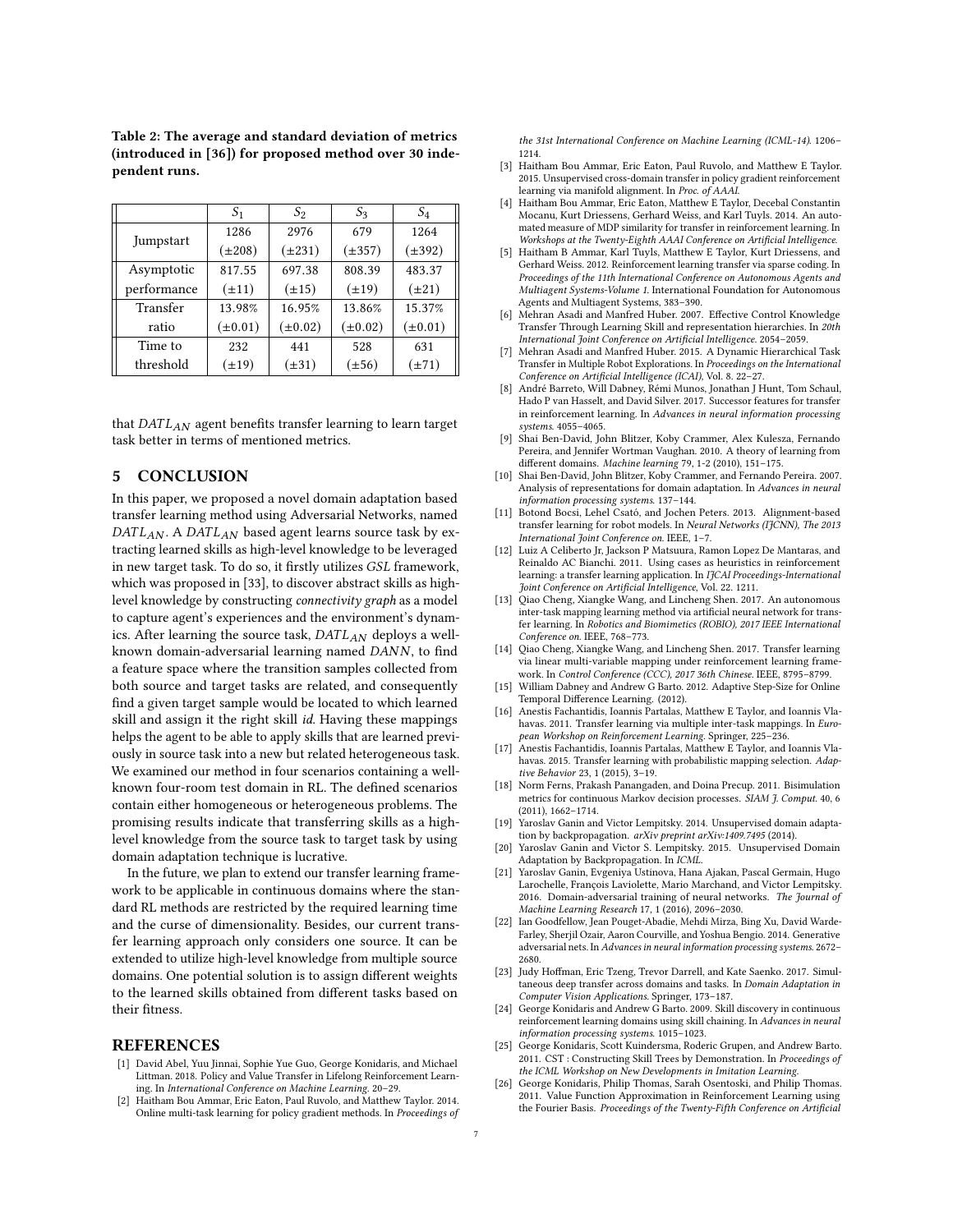**Table 2: The average and standard deviation of metrics (introduced in [36]) for proposed method over 30 independent runs.**

| | $S_1$ | $S_2$ | $S_3$ | $S_4$ |
|---|---|---|---|---|
| Jumpstart | 1286 (±208) | 2976 (±231) | 679 (±357) | 1264 (±392) |
| Asymptotic performance | 817.55 (±11) | 697.38 (±15) | 808.39 (±19) | 483.37 (±21) |
| Transfer ratio | 13.98% (±0.01) | 16.95% (±0.02) | 13.86% (±0.02) | 15.37% (±0.01) |
| Time to threshold | 232 (±19) | 441 (±31) | 528 (±56) | 631 (±71) |

that $DATL_{AN}$ agent benefits transfer learning to learn target task better in terms of mentioned metrics.

## 5 CONCLUSION

In this paper, we proposed a novel domain adaptation based transfer learning method using Adversarial Networks, named $DATL_{AN}$. A $DATL_{AN}$ based agent learns source task by extracting learned skills as high-level knowledge to be leveraged in new target task. To do so, it firstly utilizes *GSL* framework, which was proposed in [33], to discover abstract skills as high-level knowledge by constructing *connectivity graph* as a model to capture agent's experiences and the environment's dynamics. After learning the source task, $DATL_{AN}$ deploys a well-known domain-adversarial learning named *DANN*, to find a feature space where the transition samples collected from both source and target tasks are related, and consequently find a given target sample would be located to which learned skill and assign it the right skill *id*. Having these mappings helps the agent to be able to apply skills that are learned previously in source task into a new but related heterogeneous task. We examined our method in four scenarios containing a well-known four-room test domain in RL. The defined scenarios contain either homogeneous or heterogeneous problems. The promising results indicate that transferring skills as a high-level knowledge from the source task to target task by using domain adaptation technique is lucrative.

In the future, we plan to extend our transfer learning framework to be applicable in continuous domains where the standard RL methods are restricted by the required learning time and the curse of dimensionality. Besides, our current transfer learning approach only considers one source. It can be extended to utilize high-level knowledge from multiple source domains. One potential solution is to assign different weights to the learned skills obtained from different tasks based on their fitness.

## REFERENCES

[1] David Abel, Yuu Jinnai, Sophie Yue Guo, George Konidaris, and Michael Littman. 2018. Policy and Value Transfer in Lifelong Reinforcement Learning. In *International Conference on Machine Learning*. 20–29.

[2] Haitham Bou Ammar, Eric Eaton, Paul Ruvolo, and Matthew Taylor. 2014. Online multi-task learning for policy gradient methods. In *Proceedings of the 31st International Conference on Machine Learning (ICML-14)*. 1206–1214.

[3] Haitham Bou Ammar, Eric Eaton, Paul Ruvolo, and Matthew E Taylor. 2015. Unsupervised cross-domain transfer in policy gradient reinforcement learning via manifold alignment. In *Proc. of AAAI*.

[4] Haitham Bou Ammar, Eric Eaton, Matthew E Taylor, Decebal Constantin Mocanu, Kurt Driessens, Gerhard Weiss, and Karl Tuyls. 2014. An automated measure of MDP similarity for transfer in reinforcement learning. In *Workshops at the Twenty-Eighth AAAI Conference on Artificial Intelligence*.

[5] Haitham B Ammar, Karl Tuyls, Matthew E Taylor, Kurt Driessens, and Gerhard Weiss. 2012. Reinforcement learning transfer via sparse coding. In *Proceedings of the 11th International Conference on Autonomous Agents and Multiagent Systems-Volume 1*. International Foundation for Autonomous Agents and Multiagent Systems, 383–390.

[6] Mehran Asadi and Manfred Huber. 2007. Effective Control Knowledge Transfer Through Learning Skill and representation hierarchies. In *20th International Joint Conference on Artificial Intelligence*. 2054–2059.

[7] Mehran Asadi and Manfred Huber. 2015. A Dynamic Hierarchical Task Transfer in Multiple Robot Explorations. In *Proceedings on the International Conference on Artificial Intelligence (ICAI)*, Vol. 8. 22–27.

[8] André Barreto, Will Dabney, Rémi Munos, Jonathan J Hunt, Tom Schaul, Hado P van Hasselt, and David Silver. 2017. Successor features for transfer in reinforcement learning. In *Advances in neural information processing systems*. 4055–4065.

[9] Shai Ben-David, John Blitzer, Koby Crammer, Alex Kulesza, Fernando Pereira, and Jennifer Wortman Vaughan. 2010. A theory of learning from different domains. *Machine learning* 79, 1-2 (2010), 151–175.

[10] Shai Ben-David, John Blitzer, Koby Crammer, and Fernando Pereira. 2007. Analysis of representations for domain adaptation. In *Advances in neural information processing systems*. 137–144.

[11] Botond Bocsi, Lehel Csató, and Jochen Peters. 2013. Alignment-based transfer learning for robot models. In *Neural Networks (IJCNN), The 2013 International Joint Conference on*. IEEE, 1–7.

[12] Luiz A Celiberto Jr, Jackson P Matsuura, Ramon Lopez De Mantaras, and Reinaldo AC Bianchi. 2011. Using cases as heuristics in reinforcement learning: a transfer learning application. In *IJCAI Proceedings-International Joint Conference on Artificial Intelligence*, Vol. 22. 1211.

[13] Qiao Cheng, Xiangke Wang, and Lincheng Shen. 2017. An autonomous inter-task mapping learning method via artificial neural network for transfer learning. In *Robotics and Biomimetics (ROBIO), 2017 IEEE International Conference on*. IEEE, 768–773.

[14] Qiao Cheng, Xiangke Wang, and Lincheng Shen. 2017. Transfer learning via linear multi-variable mapping under reinforcement learning framework. In *Control Conference (CCC), 2017 36th Chinese*. IEEE, 8795–8799.

[15] William Dabney and Andrew G Barto. 2012. Adaptive Step-Size for Online Temporal Difference Learning. (2012).

[16] Anestis Fachantidis, Ioannis Partalas, Matthew E Taylor, and Ioannis Vlahavas. 2011. Transfer learning via multiple inter-task mappings. In *European Workshop on Reinforcement Learning*. Springer, 225–236.

[17] Anestis Fachantidis, Ioannis Partalas, Matthew E Taylor, and Ioannis Vlahavas. 2015. Transfer learning with probabilistic mapping selection. *Adaptive Behavior* 23, 1 (2015), 3–19.

[18] Norm Ferns, Prakash Panangaden, and Doina Precup. 2011. Bisimulation metrics for continuous Markov decision processes. *SIAM J. Comput.* 40, 6 (2011), 1662–1714.

[19] Yaroslav Ganin and Victor Lempitsky. 2014. Unsupervised domain adaptation by backpropagation. *arXiv preprint arXiv:1409.7495* (2014).

[20] Yaroslav Ganin and Victor S. Lempitsky. 2015. Unsupervised Domain Adaptation by Backpropagation. In *ICML*.

[21] Yaroslav Ganin, Evgeniya Ustinova, Hana Ajakan, Pascal Germain, Hugo Larochelle, François Laviolette, Mario Marchand, and Victor Lempitsky. 2016. Domain-adversarial training of neural networks. *The Journal of Machine Learning Research* 17, 1 (2016), 2096–2030.

[22] Ian Goodfellow, Jean Pouget-Abadie, Mehdi Mirza, Bing Xu, David Warde-Farley, Sherjil Ozair, Aaron Courville, and Yoshua Bengio. 2014. Generative adversarial nets. In *Advances in neural information processing systems*. 2672–2680.

[23] Judy Hoffman, Eric Tzeng, Trevor Darrell, and Kate Saenko. 2017. Simultaneous deep transfer across domains and tasks. In *Domain Adaptation in Computer Vision Applications*. Springer, 173–187.

[24] George Konidaris and Andrew G Barto. 2009. Skill discovery in continuous reinforcement learning domains using skill chaining. In *Advances in neural information processing systems*. 1015–1023.

[25] George Konidaris, Scott Kuindersma, Roderic Grupen, and Andrew Barto. 2011. CST : Constructing Skill Trees by Demonstration. In *Proceedings of the ICML Workshop on New Developments in Imitation Learning*.

[26] George Konidaris, Philip Thomas, Sarah Osentoski, and Philip Thomas. 2011. Value Function Approximation in Reinforcement Learning using the Fourier Basis. *Proceedings of the Twenty-Fifth Conference on Artificial*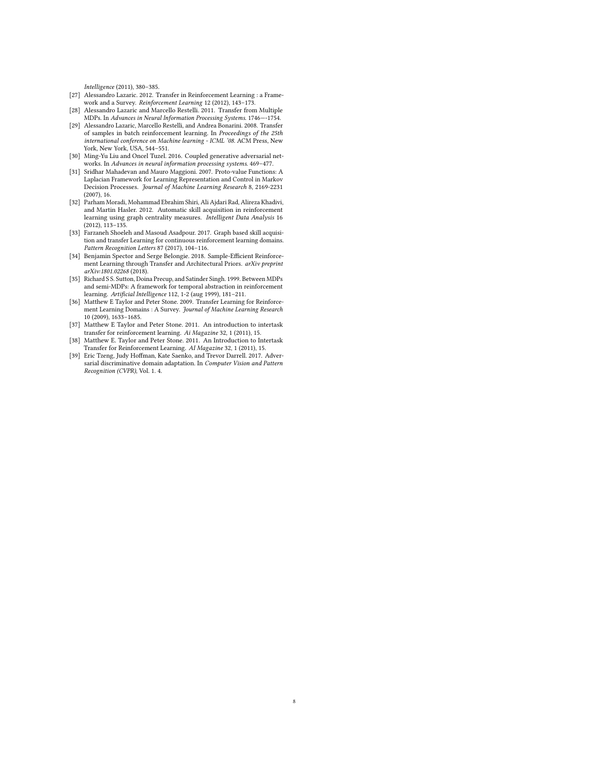*Intelligence* (2011), 380–385.

- [27] Alessandro Lazaric. 2012. Transfer in Reinforcement Learning : a Framework and a Survey. *Reinforcement Learning* 12 (2012), 143–173.
- [28] Alessandro Lazaric and Marcello Restelli. 2011. Transfer from Multiple MDPs. In *Advances in Neural Information Processing Systems*. 1746—-1754.
- [29] Alessandro Lazaric, Marcello Restelli, and Andrea Bonarini. 2008. Transfer of samples in batch reinforcement learning. In *Proceedings of the 25th international conference on Machine learning - ICML '08*. ACM Press, New York, New York, USA, 544–551.
- [30] Ming-Yu Liu and Oncel Tuzel. 2016. Coupled generative adversarial networks. In *Advances in neural information processing systems*. 469–477.
- [31] Sridhar Mahadevan and Mauro Maggioni. 2007. Proto-value Functions: A Laplacian Framework for Learning Representation and Control in Markov Decision Processes. *Journal of Machine Learning Research* 8, 2169-2231 (2007), 16.
- [32] Parham Moradi, Mohammad Ebrahim Shiri, Ali Ajdari Rad, Alireza Khadivi, and Martin Hasler. 2012. Automatic skill acquisition in reinforcement learning using graph centrality measures. *Intelligent Data Analysis* 16 (2012), 113–135.
- [33] Farzaneh Shoeleh and Masoud Asadpour. 2017. Graph based skill acquisition and transfer Learning for continuous reinforcement learning domains. *Pattern Recognition Letters* 87 (2017), 104–116.
- [34] Benjamin Spector and Serge Belongie. 2018. Sample-Efficient Reinforcement Learning through Transfer and Architectural Priors. *arXiv preprint arXiv:1801.02268* (2018).
- [35] Richard S S. Sutton, Doina Precup, and Satinder Singh. 1999. Between MDPs and semi-MDPs: A framework for temporal abstraction in reinforcement learning. *Artificial Intelligence* 112, 1-2 (aug 1999), 181–211.
- [36] Matthew E Taylor and Peter Stone. 2009. Transfer Learning for Reinforcement Learning Domains : A Survey. *Journal of Machine Learning Research* 10 (2009), 1633–1685.
- [37] Matthew E Taylor and Peter Stone. 2011. An introduction to intertask transfer for reinforcement learning. *Ai Magazine* 32, 1 (2011), 15.
- [38] Matthew E. Taylor and Peter Stone. 2011. An Introduction to Intertask Transfer for Reinforcement Learning. *AI Magazine* 32, 1 (2011), 15.
- [39] Eric Tzeng, Judy Hoffman, Kate Saenko, and Trevor Darrell. 2017. Adversarial discriminative domain adaptation. In *Computer Vision and Pattern Recognition (CVPR)*, Vol. 1. 4.